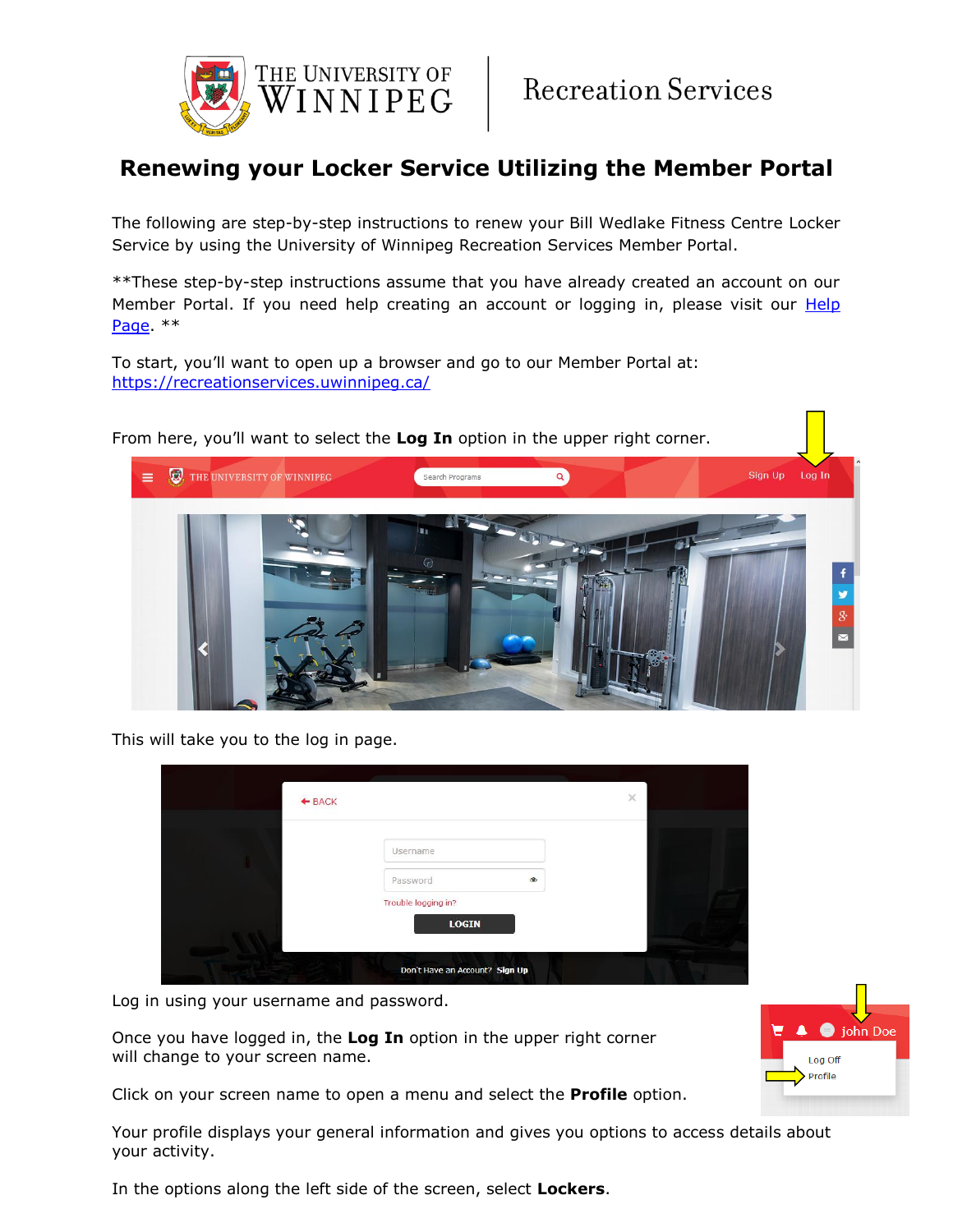THE UNIVERSITY OF WINNIPEG | Recreation Services

# Renewing your Locker Service Utilizing the Member Portal

The following are step-by-step instructions to renew your Bill Wedlake Fitness Centre Locker Service by using the University of Winnipeg Recreation Services Member Portal.

**These step-by-step instructions assume that you have already created an account on our Member Portal. If you need help creating an account or logging in, please visit our [Help Page](). **

To start, you'll want to open up a browser and go to our Member Portal at: [https://recreationservices.uwinnipeg.ca/](https://recreationservices.uwinnipeg.ca/)

From here, you'll want to select the **Log In** option in the upper right corner.

This will take you to the log in page.

Log in using your username and password.

Once you have logged in, the **Log In** option in the upper right corner will change to your screen name.

Click on your screen name to open a menu and select the **Profile** option.

Your profile displays your general information and gives you options to access details about your activity.

In the options along the left side of the screen, select **Lockers**.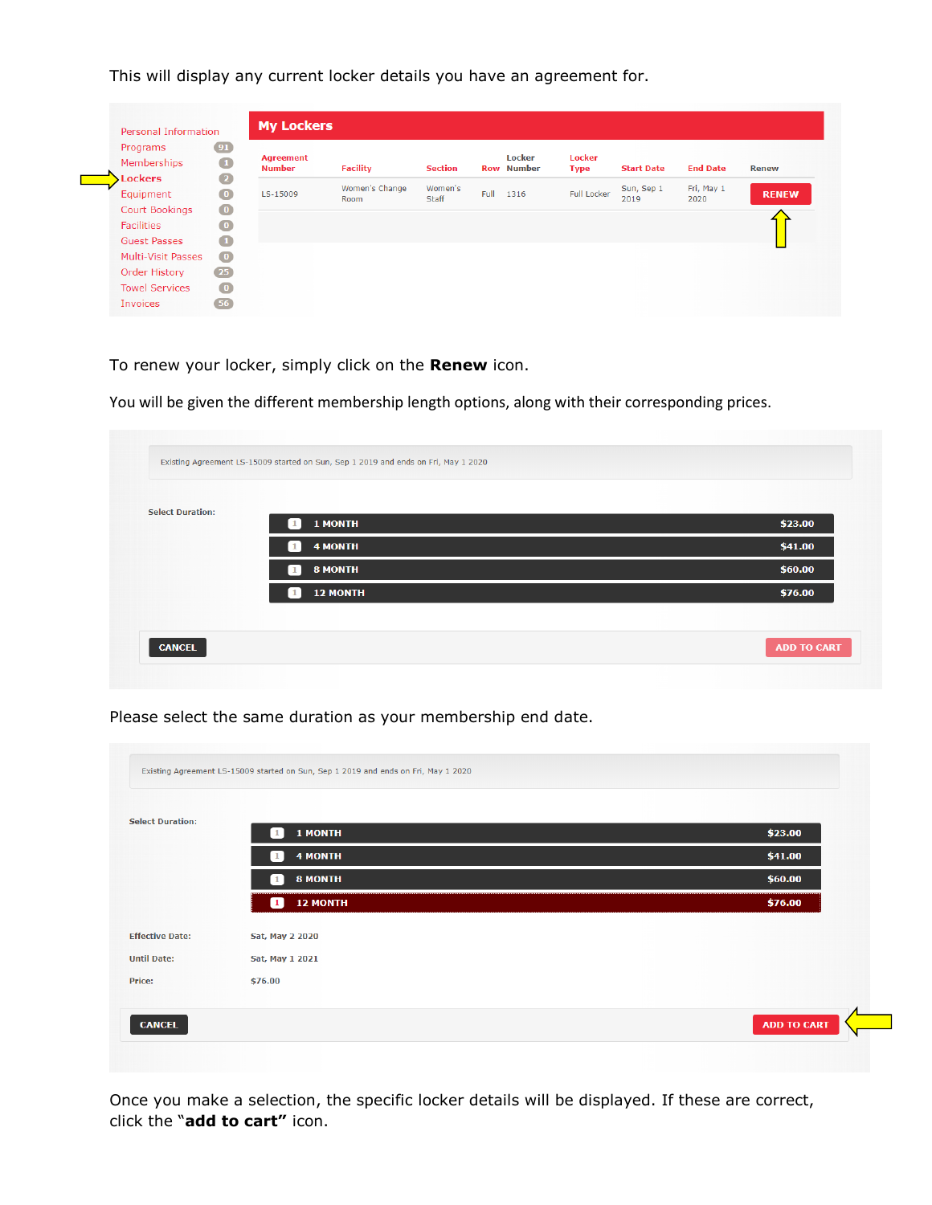This will display any current locker details you have an agreement for.

Personal Information
Programs 91
Memberships 1
Lockers 2
Equipment 0
Court Bookings 0
Facilities 0
Guest Passes 1
Multi-Visit Passes 0
Order History 25
Towel Services 0
Invoices 56

**My Lockers**

| Agreement Number | Facility | Section | Row | Locker Number | Locker Type | Start Date | End Date | Renew |
|---|---|---|---|---|---|---|---|---|
| LS-15009 | Women's Change Room | Women's Staff | Full | 1316 | Full Locker | Sun, Sep 1 2019 | Fri, May 1 2020 | RENEW |

To renew your locker, simply click on the **Renew** icon.

You will be given the different membership length options, along with their corresponding prices.

Existing Agreement LS-15009 started on Sun, Sep 1 2019 and ends on Fri, May 1 2020

Select Duration:

| Duration | Price |
|---|---|
| 1 MONTH | $23.00 |
| 4 MONTH | $41.00 |
| 8 MONTH | $60.00 |
| 12 MONTH | $76.00 |

CANCEL ADD TO CART

Please select the same duration as your membership end date.

Existing Agreement LS-15009 started on Sun, Sep 1 2019 and ends on Fri, May 1 2020

Select Duration:

| Duration | Price |
|---|---|
| 1 MONTH | $23.00 |
| 4 MONTH | $41.00 |
| 8 MONTH | $60.00 |
| 12 MONTH | $76.00 |

Effective Date: Sat, May 2 2020

Until Date: Sat, May 1 2021

Price: $76.00

CANCEL ADD TO CART

Once you make a selection, the specific locker details will be displayed. If these are correct, click the "**add to cart"** icon.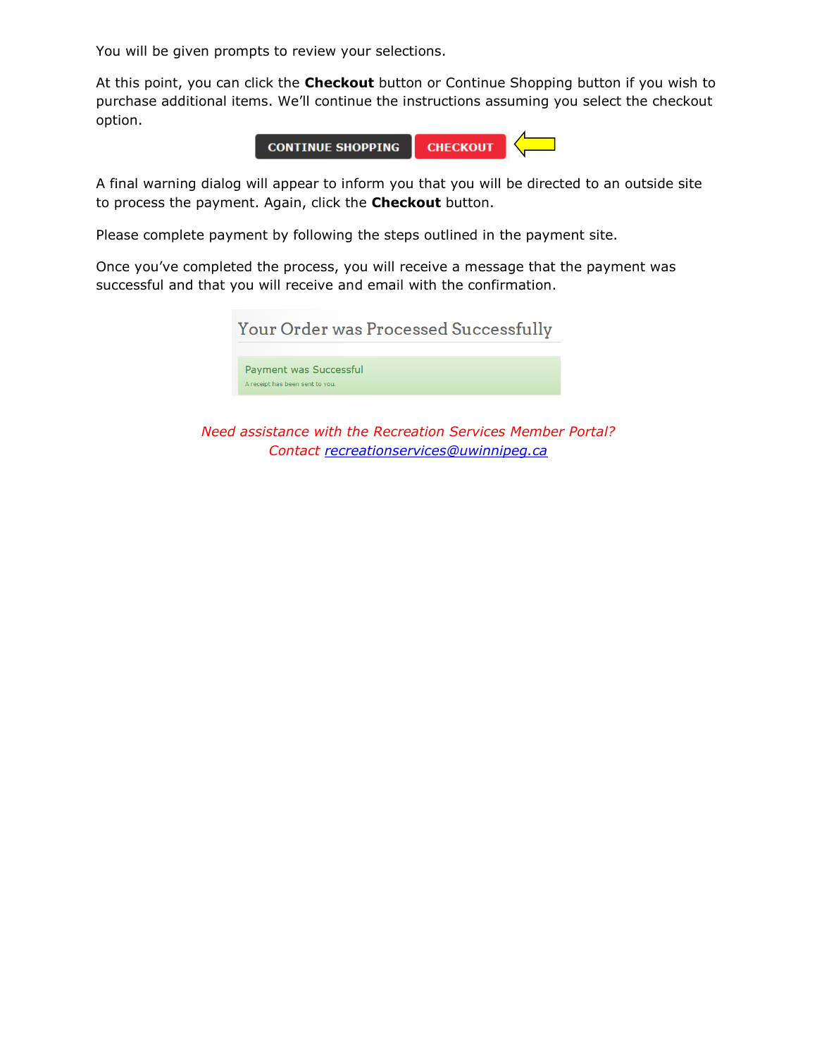You will be given prompts to review your selections.

At this point, you can click the **Checkout** button or Continue Shopping button if you wish to purchase additional items. We'll continue the instructions assuming you select the checkout option.

CONTINUE SHOPPING CHECKOUT

A final warning dialog will appear to inform you that you will be directed to an outside site to process the payment. Again, click the **Checkout** button.

Please complete payment by following the steps outlined in the payment site.

Once you've completed the process, you will receive a message that the payment was successful and that you will receive and email with the confirmation.

Your Order was Processed Successfully

Payment was Successful

A receipt has been sent to you.

*Need assistance with the Recreation Services Member Portal?*
*Contact [recreationservices@uwinnipeg.ca](mailto:recreationservices@uwinnipeg.ca)*